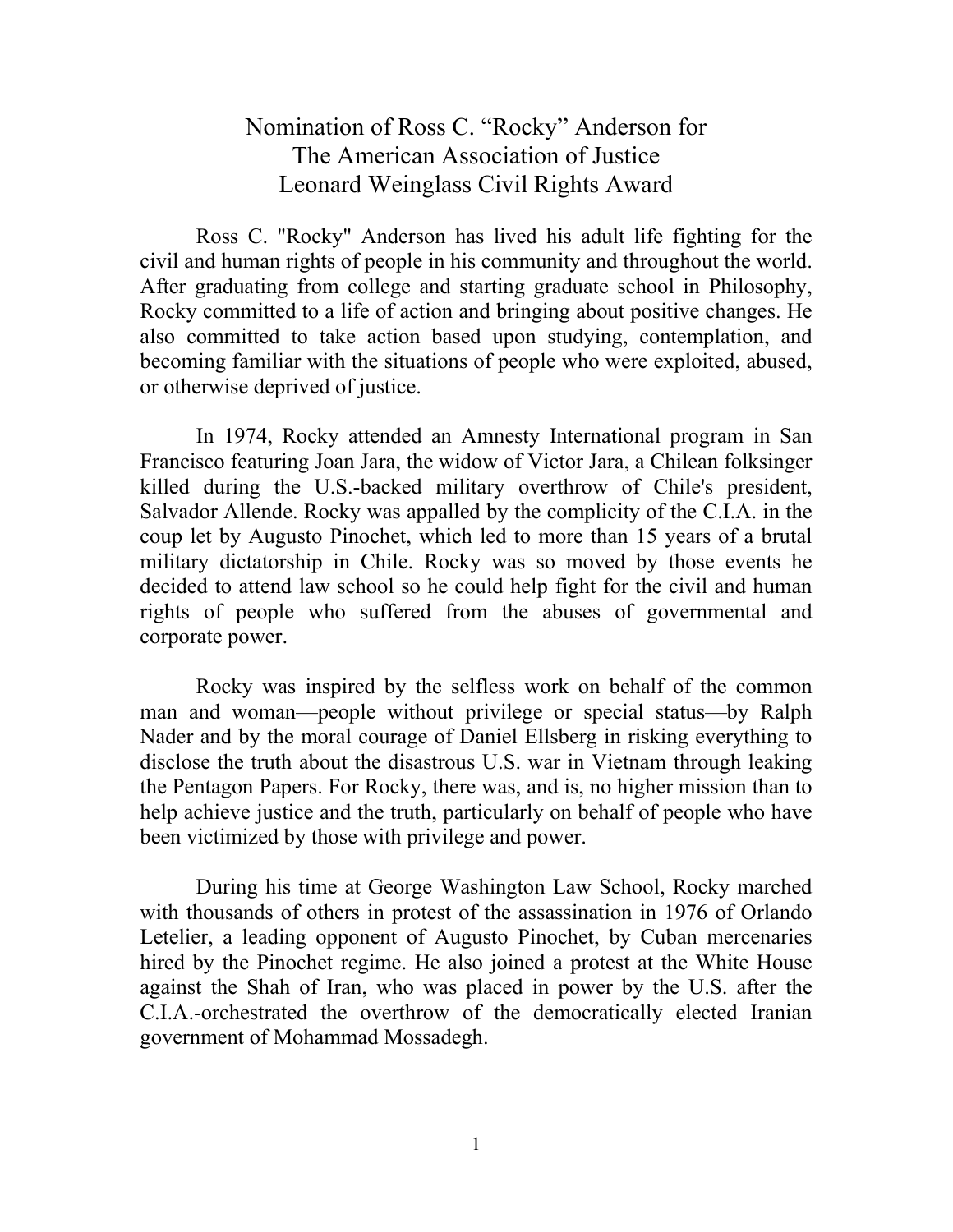# Nomination of Ross C. "Rocky" Anderson for The American Association of Justice Leonard Weinglass Civil Rights Award

Ross C. "Rocky" Anderson has lived his adult life fighting for the civil and human rights of people in his community and throughout the world. After graduating from college and starting graduate school in Philosophy, Rocky committed to a life of action and bringing about positive changes. He also committed to take action based upon studying, contemplation, and becoming familiar with the situations of people who were exploited, abused, or otherwise deprived of justice.

In 1974, Rocky attended an Amnesty International program in San Francisco featuring Joan Jara, the widow of Victor Jara, a Chilean folksinger killed during the U.S.-backed military overthrow of Chile's president, Salvador Allende. Rocky was appalled by the complicity of the C.I.A. in the coup let by Augusto Pinochet, which led to more than 15 years of a brutal military dictatorship in Chile. Rocky was so moved by those events he decided to attend law school so he could help fight for the civil and human rights of people who suffered from the abuses of governmental and corporate power.

Rocky was inspired by the selfless work on behalf of the common man and woman—people without privilege or special status—by Ralph Nader and by the moral courage of Daniel Ellsberg in risking everything to disclose the truth about the disastrous U.S. war in Vietnam through leaking the Pentagon Papers. For Rocky, there was, and is, no higher mission than to help achieve justice and the truth, particularly on behalf of people who have been victimized by those with privilege and power.

During his time at George Washington Law School, Rocky marched with thousands of others in protest of the assassination in 1976 of Orlando Letelier, a leading opponent of Augusto Pinochet, by Cuban mercenaries hired by the Pinochet regime. He also joined a protest at the White House against the Shah of Iran, who was placed in power by the U.S. after the C.I.A.-orchestrated the overthrow of the democratically elected Iranian government of Mohammad Mossadegh.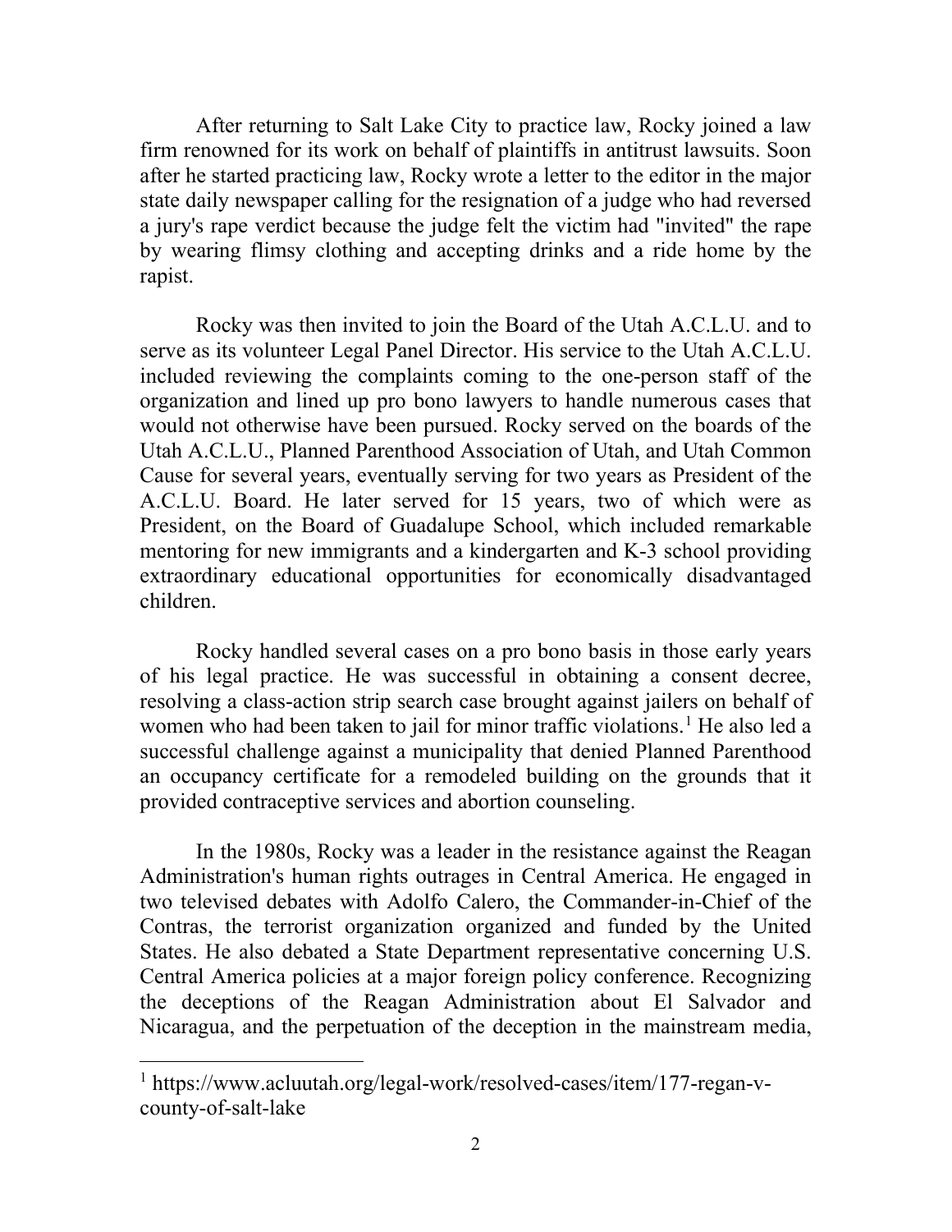After returning to Salt Lake City to practice law, Rocky joined a law firm renowned for its work on behalf of plaintiffs in antitrust lawsuits. Soon after he started practicing law, Rocky wrote a letter to the editor in the major state daily newspaper calling for the resignation of a judge who had reversed a jury's rape verdict because the judge felt the victim had "invited" the rape by wearing flimsy clothing and accepting drinks and a ride home by the rapist.

Rocky was then invited to join the Board of the Utah A.C.L.U. and to serve as its volunteer Legal Panel Director. His service to the Utah A.C.L.U. included reviewing the complaints coming to the one-person staff of the organization and lined up pro bono lawyers to handle numerous cases that would not otherwise have been pursued. Rocky served on the boards of the Utah A.C.L.U., Planned Parenthood Association of Utah, and Utah Common Cause for several years, eventually serving for two years as President of the A.C.L.U. Board. He later served for 15 years, two of which were as President, on the Board of Guadalupe School, which included remarkable mentoring for new immigrants and a kindergarten and K-3 school providing extraordinary educational opportunities for economically disadvantaged children.

Rocky handled several cases on a pro bono basis in those early years of his legal practice. He was successful in obtaining a consent decree, resolving a class-action strip search case brought against jailers on behalf of women who had been taken to jail for minor traffic violations.[1] He also led a successful challenge against a municipality that denied Planned Parenthood an occupancy certificate for a remodeled building on the grounds that it provided contraceptive services and abortion counseling.

In the 1980s, Rocky was a leader in the resistance against the Reagan Administration's human rights outrages in Central America. He engaged in two televised debates with Adolfo Calero, the Commander-in-Chief of the Contras, the terrorist organization organized and funded by the United States. He also debated a State Department representative concerning U.S. Central America policies at a major foreign policy conference. Recognizing the deceptions of the Reagan Administration about El Salvador and Nicaragua, and the perpetuation of the deception in the mainstream media,

---

[1] https://www.acluutah.org/legal-work/resolved-cases/item/177-regan-v-county-of-salt-lake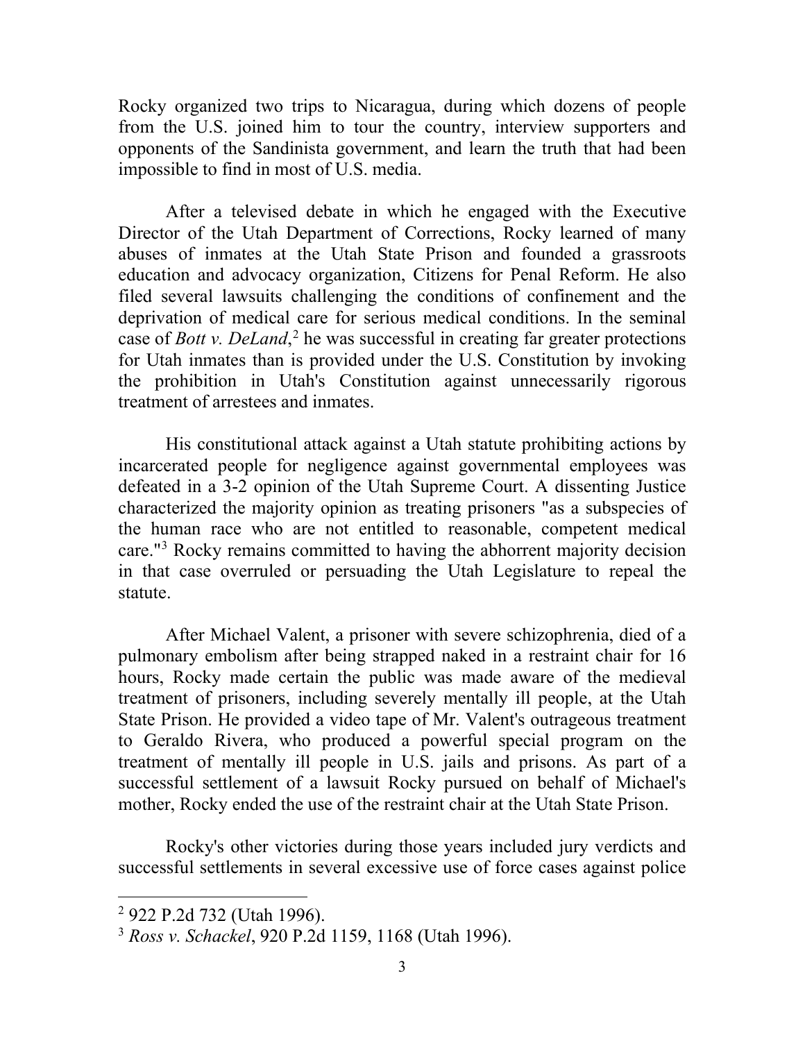Rocky organized two trips to Nicaragua, during which dozens of people from the U.S. joined him to tour the country, interview supporters and opponents of the Sandinista government, and learn the truth that had been impossible to find in most of U.S. media.

After a televised debate in which he engaged with the Executive Director of the Utah Department of Corrections, Rocky learned of many abuses of inmates at the Utah State Prison and founded a grassroots education and advocacy organization, Citizens for Penal Reform. He also filed several lawsuits challenging the conditions of confinement and the deprivation of medical care for serious medical conditions. In the seminal case of *Bott v. DeLand*,[2] he was successful in creating far greater protections for Utah inmates than is provided under the U.S. Constitution by invoking the prohibition in Utah's Constitution against unnecessarily rigorous treatment of arrestees and inmates.

His constitutional attack against a Utah statute prohibiting actions by incarcerated people for negligence against governmental employees was defeated in a 3-2 opinion of the Utah Supreme Court. A dissenting Justice characterized the majority opinion as treating prisoners "as a subspecies of the human race who are not entitled to reasonable, competent medical care."[3] Rocky remains committed to having the abhorrent majority decision in that case overruled or persuading the Utah Legislature to repeal the statute.

After Michael Valent, a prisoner with severe schizophrenia, died of a pulmonary embolism after being strapped naked in a restraint chair for 16 hours, Rocky made certain the public was made aware of the medieval treatment of prisoners, including severely mentally ill people, at the Utah State Prison. He provided a video tape of Mr. Valent's outrageous treatment to Geraldo Rivera, who produced a powerful special program on the treatment of mentally ill people in U.S. jails and prisons. As part of a successful settlement of a lawsuit Rocky pursued on behalf of Michael's mother, Rocky ended the use of the restraint chair at the Utah State Prison.

Rocky's other victories during those years included jury verdicts and successful settlements in several excessive use of force cases against police

---

[2] 922 P.2d 732 (Utah 1996).

[3] *Ross v. Schackel*, 920 P.2d 1159, 1168 (Utah 1996).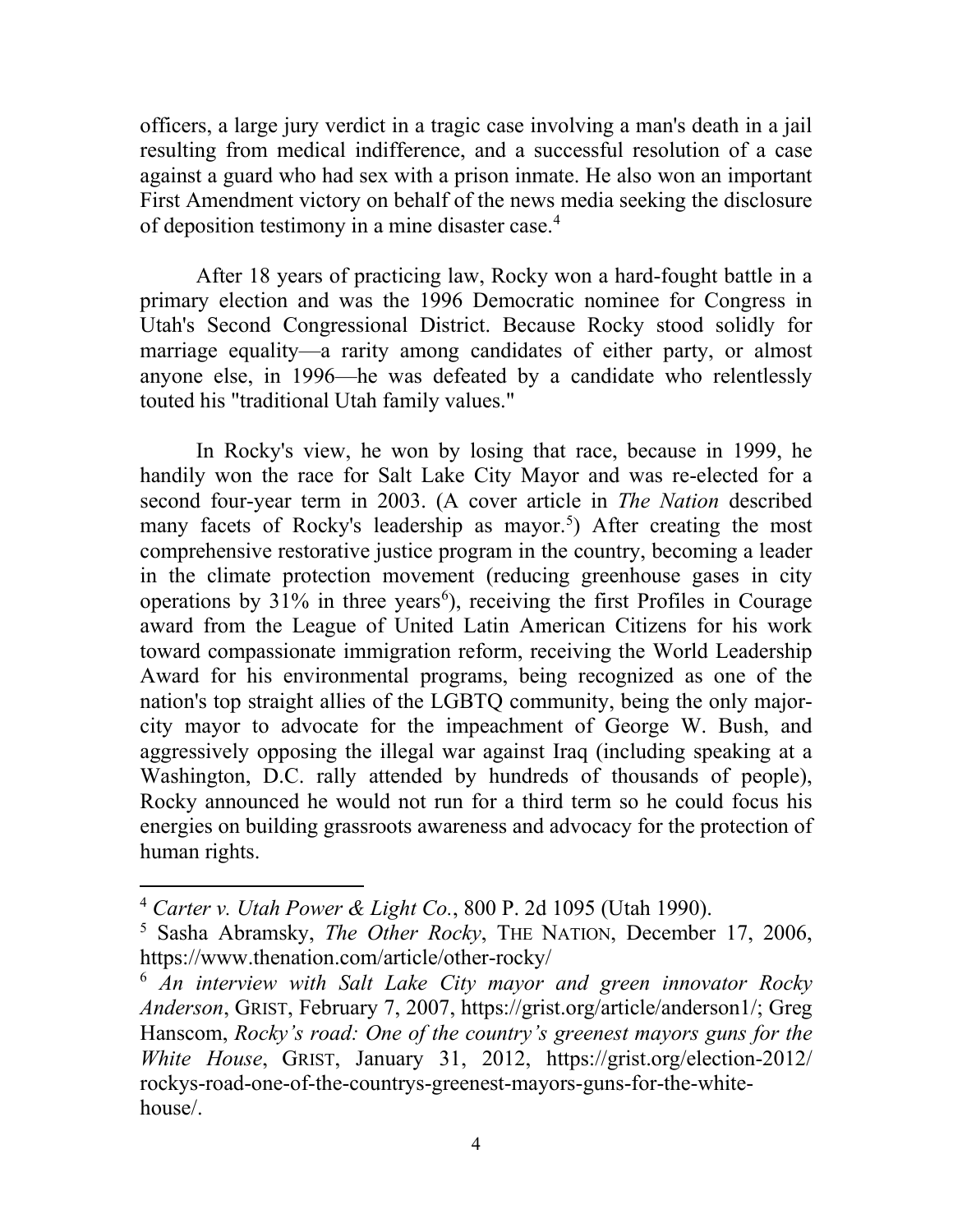officers, a large jury verdict in a tragic case involving a man's death in a jail resulting from medical indifference, and a successful resolution of a case against a guard who had sex with a prison inmate. He also won an important First Amendment victory on behalf of the news media seeking the disclosure of deposition testimony in a mine disaster case.[4]

After 18 years of practicing law, Rocky won a hard-fought battle in a primary election and was the 1996 Democratic nominee for Congress in Utah's Second Congressional District. Because Rocky stood solidly for marriage equality—a rarity among candidates of either party, or almost anyone else, in 1996—he was defeated by a candidate who relentlessly touted his "traditional Utah family values."

In Rocky's view, he won by losing that race, because in 1999, he handily won the race for Salt Lake City Mayor and was re-elected for a second four-year term in 2003. (A cover article in *The Nation* described many facets of Rocky's leadership as mayor.[5]) After creating the most comprehensive restorative justice program in the country, becoming a leader in the climate protection movement (reducing greenhouse gases in city operations by 31% in three years[6]), receiving the first Profiles in Courage award from the League of United Latin American Citizens for his work toward compassionate immigration reform, receiving the World Leadership Award for his environmental programs, being recognized as one of the nation's top straight allies of the LGBTQ community, being the only major-city mayor to advocate for the impeachment of George W. Bush, and aggressively opposing the illegal war against Iraq (including speaking at a Washington, D.C. rally attended by hundreds of thousands of people), Rocky announced he would not run for a third term so he could focus his energies on building grassroots awareness and advocacy for the protection of human rights.

---

[4] *Carter v. Utah Power & Light Co.*, 800 P. 2d 1095 (Utah 1990).

[5] Sasha Abramsky, *The Other Rocky*, THE NATION, December 17, 2006, https://www.thenation.com/article/other-rocky/

[6] *An interview with Salt Lake City mayor and green innovator Rocky Anderson*, GRIST, February 7, 2007, https://grist.org/article/anderson1/; Greg Hanscom, *Rocky's road: One of the country's greenest mayors guns for the White House*, GRIST, January 31, 2012, https://grist.org/election-2012/rockys-road-one-of-the-countrys-greenest-mayors-guns-for-the-white-house/.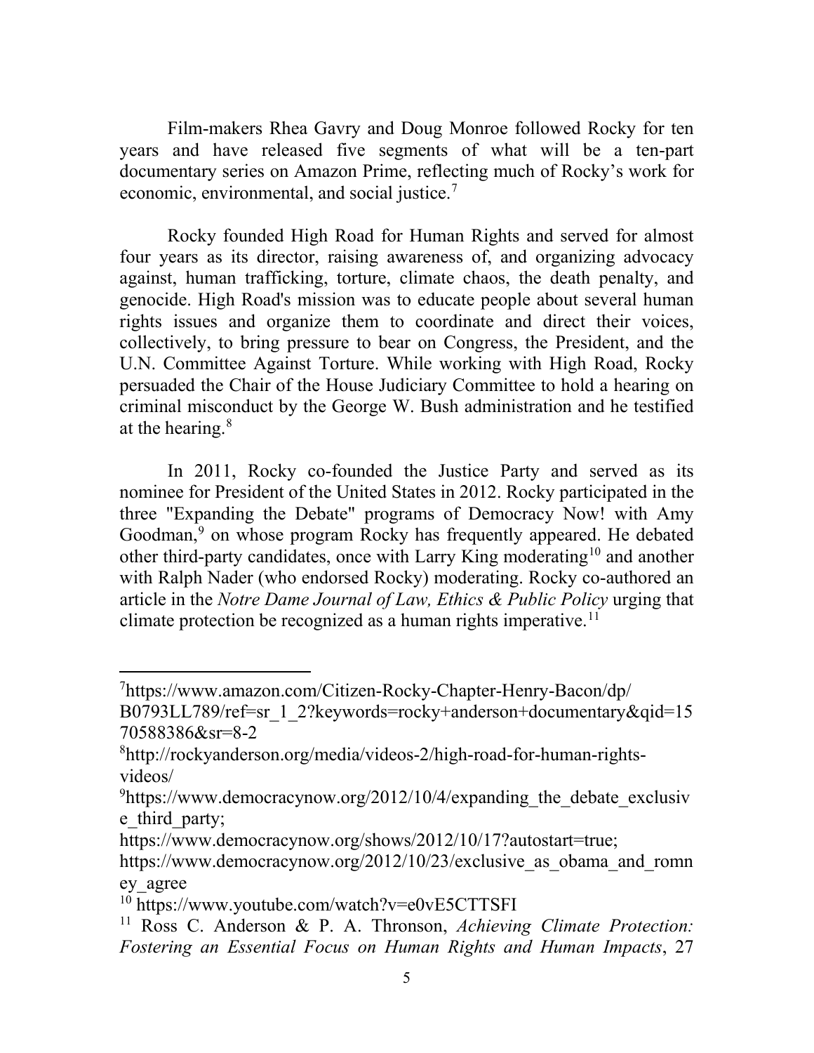Film-makers Rhea Gavry and Doug Monroe followed Rocky for ten years and have released five segments of what will be a ten-part documentary series on Amazon Prime, reflecting much of Rocky's work for economic, environmental, and social justice.[7]

Rocky founded High Road for Human Rights and served for almost four years as its director, raising awareness of, and organizing advocacy against, human trafficking, torture, climate chaos, the death penalty, and genocide. High Road's mission was to educate people about several human rights issues and organize them to coordinate and direct their voices, collectively, to bring pressure to bear on Congress, the President, and the U.N. Committee Against Torture. While working with High Road, Rocky persuaded the Chair of the House Judiciary Committee to hold a hearing on criminal misconduct by the George W. Bush administration and he testified at the hearing.[8]

In 2011, Rocky co-founded the Justice Party and served as its nominee for President of the United States in 2012. Rocky participated in the three "Expanding the Debate" programs of Democracy Now! with Amy Goodman,[9] on whose program Rocky has frequently appeared. He debated other third-party candidates, once with Larry King moderating[10] and another with Ralph Nader (who endorsed Rocky) moderating. Rocky co-authored an article in the *Notre Dame Journal of Law, Ethics & Public Policy* urging that climate protection be recognized as a human rights imperative.[11]

---

[7] https://www.amazon.com/Citizen-Rocky-Chapter-Henry-Bacon/dp/B0793LL789/ref=sr_1_2?keywords=rocky+anderson+documentary&qid=1570588386&sr=8-2

[8] http://rockyanderson.org/media/videos-2/high-road-for-human-rights-videos/

[9] https://www.democracynow.org/2012/10/4/expanding_the_debate_exclusive_third_party; https://www.democracynow.org/shows/2012/10/17?autostart=true; https://www.democracynow.org/2012/10/23/exclusive_as_obama_and_romney_agree

[10] https://www.youtube.com/watch?v=e0vE5CTTSFI

[11] Ross C. Anderson & P. A. Thronson, *Achieving Climate Protection: Fostering an Essential Focus on Human Rights and Human Impacts*, 27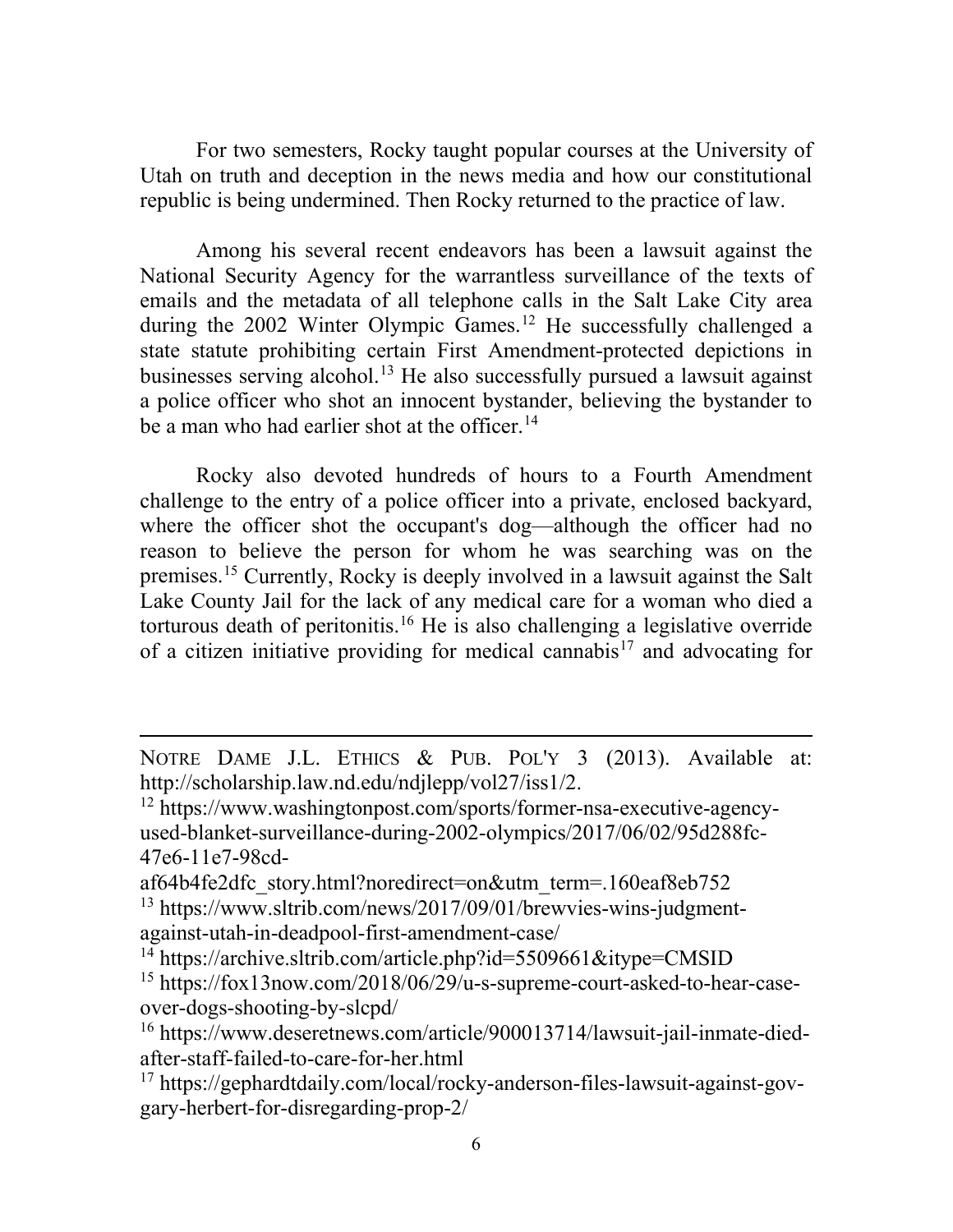For two semesters, Rocky taught popular courses at the University of Utah on truth and deception in the news media and how our constitutional republic is being undermined. Then Rocky returned to the practice of law.

Among his several recent endeavors has been a lawsuit against the National Security Agency for the warrantless surveillance of the texts of emails and the metadata of all telephone calls in the Salt Lake City area during the 2002 Winter Olympic Games.[12] He successfully challenged a state statute prohibiting certain First Amendment-protected depictions in businesses serving alcohol.[13] He also successfully pursued a lawsuit against a police officer who shot an innocent bystander, believing the bystander to be a man who had earlier shot at the officer.[14]

Rocky also devoted hundreds of hours to a Fourth Amendment challenge to the entry of a police officer into a private, enclosed backyard, where the officer shot the occupant's dog—although the officer had no reason to believe the person for whom he was searching was on the premises.[15] Currently, Rocky is deeply involved in a lawsuit against the Salt Lake County Jail for the lack of any medical care for a woman who died a torturous death of peritonitis.[16] He is also challenging a legislative override of a citizen initiative providing for medical cannabis[17] and advocating for

---

NOTRE DAME J.L. ETHICS & PUB. POL'Y 3 (2013). Available at: http://scholarship.law.nd.edu/ndjlepp/vol27/iss1/2.

[12] https://www.washingtonpost.com/sports/former-nsa-executive-agency-used-blanket-surveillance-during-2002-olympics/2017/06/02/95d288fc-47e6-11e7-98cd-af64b4fe2dfc_story.html?noredirect=on&utm_term=.160eaf8eb752

[13] https://www.sltrib.com/news/2017/09/01/brewvies-wins-judgment-against-utah-in-deadpool-first-amendment-case/

[14] https://archive.sltrib.com/article.php?id=5509661&itype=CMSID

[15] https://fox13now.com/2018/06/29/u-s-supreme-court-asked-to-hear-case-over-dogs-shooting-by-slcpd/

[16] https://www.deseretnews.com/article/900013714/lawsuit-jail-inmate-died-after-staff-failed-to-care-for-her.html

[17] https://gephardtdaily.com/local/rocky-anderson-files-lawsuit-against-gov-gary-herbert-for-disregarding-prop-2/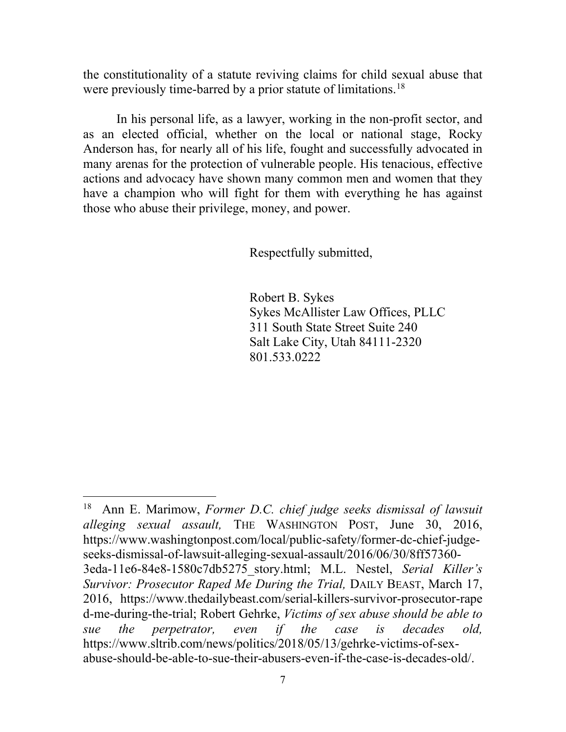the constitutionality of a statute reviving claims for child sexual abuse that were previously time-barred by a prior statute of limitations.[18]

In his personal life, as a lawyer, working in the non-profit sector, and as an elected official, whether on the local or national stage, Rocky Anderson has, for nearly all of his life, fought and successfully advocated in many arenas for the protection of vulnerable people. His tenacious, effective actions and advocacy have shown many common men and women that they have a champion who will fight for them with everything he has against those who abuse their privilege, money, and power.

Respectfully submitted,

Robert B. Sykes
Sykes McAllister Law Offices, PLLC
311 South State Street Suite 240
Salt Lake City, Utah 84111-2320
801.533.0222

---

[18] Ann E. Marimow, *Former D.C. chief judge seeks dismissal of lawsuit alleging sexual assault,* THE WASHINGTON POST, June 30, 2016, https://www.washingtonpost.com/local/public-safety/former-dc-chief-judge-seeks-dismissal-of-lawsuit-alleging-sexual-assault/2016/06/30/8ff57360-3eda-11e6-84e8-1580c7db5275_story.html; M.L. Nestel, *Serial Killer's Survivor: Prosecutor Raped Me During the Trial,* DAILY BEAST, March 17, 2016, https://www.thedailybeast.com/serial-killers-survivor-prosecutor-raped-me-during-the-trial; Robert Gehrke, *Victims of sex abuse should be able to sue the perpetrator, even if the case is decades old,* https://www.sltrib.com/news/politics/2018/05/13/gehrke-victims-of-sex-abuse-should-be-able-to-sue-their-abusers-even-if-the-case-is-decades-old/.